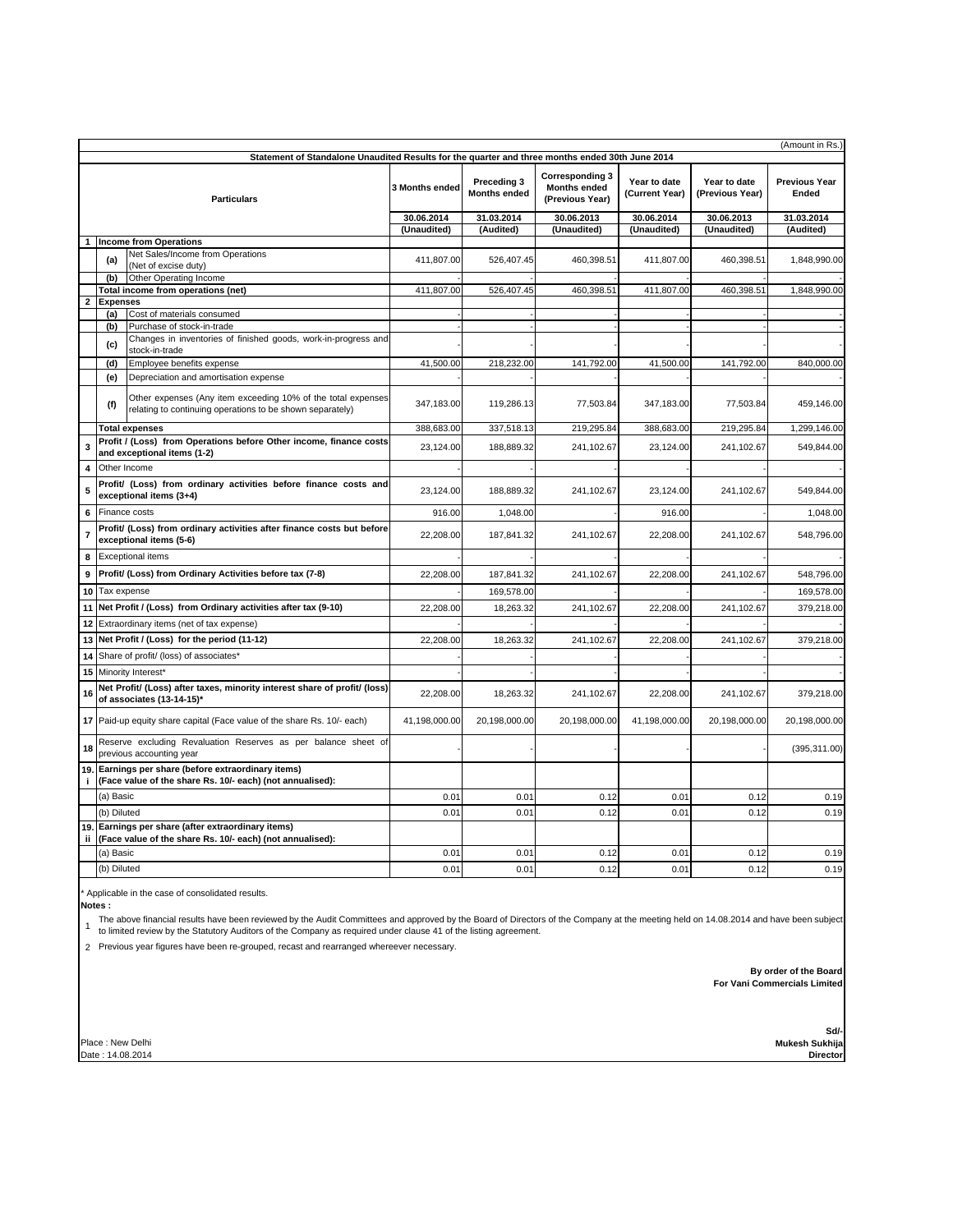(Amount in Rs.)

**Statement of Standalone Unaudited Results for the quarter and three months ended 30th June 2014**

| | | Particulars | 3 Months ended | Preceding 3 Months ended | Corresponding 3 Months ended (Previous Year) | Year to date (Current Year) | Year to date (Previous Year) | Previous Year Ended |
|---|---|---|---|---|---|---|---|---|
| | | | 30.06.2014 | 31.03.2014 | 30.06.2013 | 30.06.2014 | 30.06.2013 | 31.03.2014 |
| | | | (Unaudited) | (Audited) | (Unaudited) | (Unaudited) | (Unaudited) | (Audited) |
| 1 | | **Income from Operations** | | | | | | |
| | (a) | Net Sales/Income from Operations (Net of excise duty) | 411,807.00 | 526,407.45 | 460,398.51 | 411,807.00 | 460,398.51 | 1,848,990.00 |
| | (b) | Other Operating Income | - | - | - | - | - | - |
| | | **Total income from operations (net)** | 411,807.00 | 526,407.45 | 460,398.51 | 411,807.00 | 460,398.51 | 1,848,990.00 |
| 2 | | **Expenses** | | | | | | |
| | (a) | Cost of materials consumed | - | - | - | - | - | - |
| | (b) | Purchase of stock-in-trade | - | - | - | - | - | - |
| | (c) | Changes in inventories of finished goods, work-in-progress and stock-in-trade | - | - | - | - | - | - |
| | (d) | Employee benefits expense | 41,500.00 | 218,232.00 | 141,792.00 | 41,500.00 | 141,792.00 | 840,000.00 |
| | (e) | Depreciation and amortisation expense | - | - | - | - | - | - |
| | (f) | Other expenses (Any item exceeding 10% of the total expenses relating to continuing operations to be shown separately) | 347,183.00 | 119,286.13 | 77,503.84 | 347,183.00 | 77,503.84 | 459,146.00 |
| | | **Total expenses** | 388,683.00 | 337,518.13 | 219,295.84 | 388,683.00 | 219,295.84 | 1,299,146.00 |
| 3 | | **Profit / (Loss) from Operations before Other income, finance costs and exceptional items (1-2)** | 23,124.00 | 188,889.32 | 241,102.67 | 23,124.00 | 241,102.67 | 549,844.00 |
| 4 | | Other Income | - | - | - | - | - | - |
| 5 | | **Profit/ (Loss) from ordinary activities before finance costs and exceptional items (3+4)** | 23,124.00 | 188,889.32 | 241,102.67 | 23,124.00 | 241,102.67 | 549,844.00 |
| 6 | | Finance costs | 916.00 | 1,048.00 | - | 916.00 | - | 1,048.00 |
| 7 | | **Profit/ (Loss) from ordinary activities after finance costs but before exceptional items (5-6)** | 22,208.00 | 187,841.32 | 241,102.67 | 22,208.00 | 241,102.67 | 548,796.00 |
| 8 | | Exceptional items | - | - | - | - | - | - |
| 9 | | **Profit/ (Loss) from Ordinary Activities before tax (7-8)** | 22,208.00 | 187,841.32 | 241,102.67 | 22,208.00 | 241,102.67 | 548,796.00 |
| 10 | | Tax expense | - | 169,578.00 | - | - | - | 169,578.00 |
| 11 | | **Net Profit / (Loss) from Ordinary activities after tax (9-10)** | 22,208.00 | 18,263.32 | 241,102.67 | 22,208.00 | 241,102.67 | 379,218.00 |
| 12 | | Extraordinary items (net of tax expense) | - | - | - | - | - | - |
| 13 | | **Net Profit / (Loss) for the period (11-12)** | 22,208.00 | 18,263.32 | 241,102.67 | 22,208.00 | 241,102.67 | 379,218.00 |
| 14 | | Share of profit/ (loss) of associates* | - | - | - | - | - | - |
| 15 | | Minority Interest* | - | - | - | - | - | - |
| 16 | | **Net Profit/ (Loss) after taxes, minority interest share of profit/ (loss) of associates (13-14-15)*** | 22,208.00 | 18,263.32 | 241,102.67 | 22,208.00 | 241,102.67 | 379,218.00 |
| 17 | | Paid-up equity share capital (Face value of the share Rs. 10/- each) | 41,198,000.00 | 20,198,000.00 | 20,198,000.00 | 41,198,000.00 | 20,198,000.00 | 20,198,000.00 |
| 18 | | Reserve excluding Revaluation Reserves as per balance sheet of previous accounting year | - | - | - | - | - | (395,311.00) |
| 19.i | | **Earnings per share (before extraordinary items) (Face value of the share Rs. 10/- each) (not annualised):** | | | | | | |
| | | (a) Basic | 0.01 | 0.01 | 0.12 | 0.01 | 0.12 | 0.19 |
| | | (b) Diluted | 0.01 | 0.01 | 0.12 | 0.01 | 0.12 | 0.19 |
| 19.ii | | **Earnings per share (after extraordinary items) (Face value of the share Rs. 10/- each) (not annualised):** | | | | | | |
| | | (a) Basic | 0.01 | 0.01 | 0.12 | 0.01 | 0.12 | 0.19 |
| | | (b) Diluted | 0.01 | 0.01 | 0.12 | 0.01 | 0.12 | 0.19 |

\* Applicable in the case of consolidated results.

**Notes :**

1. The above financial results have been reviewed by the Audit Committees and approved by the Board of Directors of the Company at the meeting held on 14.08.2014 and have been subject to limited review by the Statutory Auditors of the Company as required under clause 41 of the listing agreement.
2. Previous year figures have been re-grouped, recast and rearranged whereever necessary.

**By order of the Board**
**For Vani Commercials Limited**

**Sd/-**
**Mukesh Sukhija**
**Director**

Place : New Delhi
Date : 14.08.2014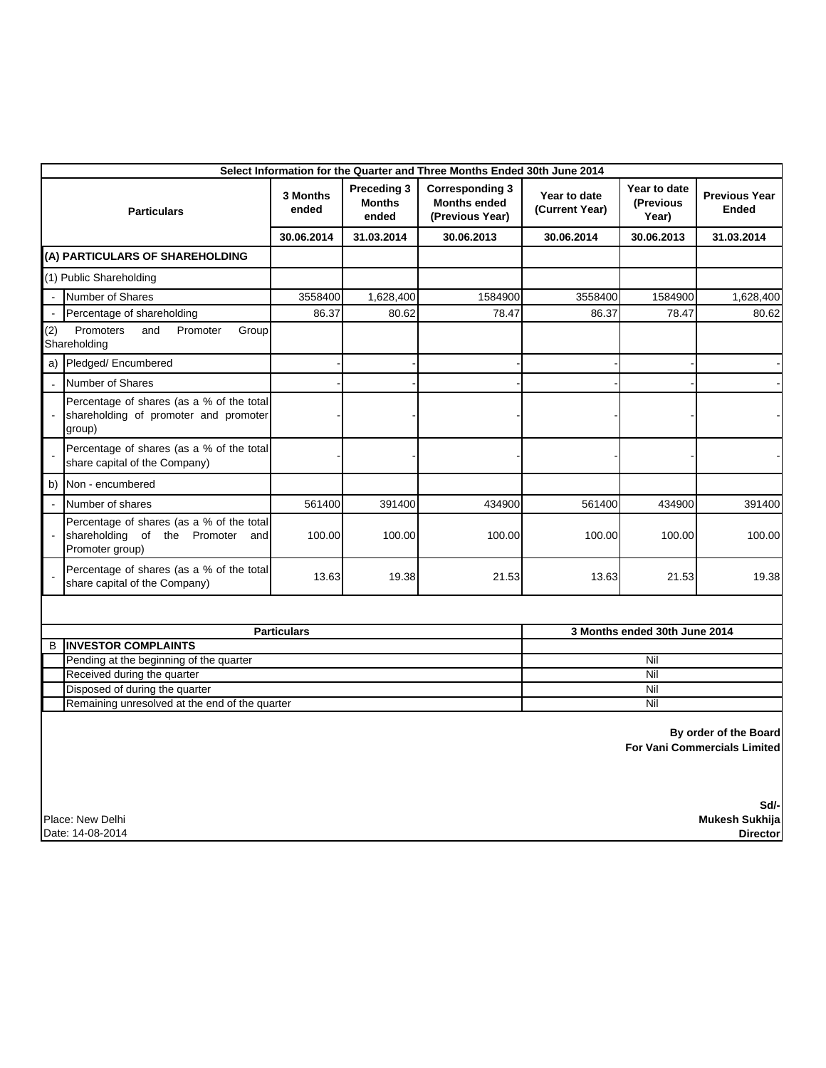**Select Information for the Quarter and Three Months Ended 30th June 2014**

| | Particulars | 3 Months ended | Preceding 3 Months ended | Corresponding 3 Months ended (Previous Year) | Year to date (Current Year) | Year to date (Previous Year) | Previous Year Ended |
|---|---|---|---|---|---|---|---|
| | | 30.06.2014 | 31.03.2014 | 30.06.2013 | 30.06.2014 | 30.06.2013 | 31.03.2014 |
| **(A) PARTICULARS OF SHAREHOLDING** | | | | | | | |
| (1) Public Shareholding | | | | | | | |
| - | Number of Shares | 3558400 | 1,628,400 | 1584900 | 3558400 | 1584900 | 1,628,400 |
| - | Percentage of shareholding | 86.37 | 80.62 | 78.47 | 86.37 | 78.47 | 80.62 |
| (2) Promoters and Promoter Group Shareholding | | | | | | | |
| a) | Pledged/ Encumbered | - | - | - | - | - | - |
| - | Number of Shares | - | - | - | - | - | - |
| - | Percentage of shares (as a % of the total shareholding of promoter and promoter group) | - | - | - | - | - | - |
| - | Percentage of shares (as a % of the total share capital of the Company) | - | - | - | - | - | - |
| b) | Non - encumbered | | | | | | |
| - | Number of shares | 561400 | 391400 | 434900 | 561400 | 434900 | 391400 |
| - | Percentage of shares (as a % of the total shareholding of the Promoter and Promoter group) | 100.00 | 100.00 | 100.00 | 100.00 | 100.00 | 100.00 |
| - | Percentage of shares (as a % of the total share capital of the Company) | 13.63 | 19.38 | 21.53 | 13.63 | 21.53 | 19.38 |

| | Particulars | 3 Months ended 30th June 2014 |
|---|---|---|
| B | **INVESTOR COMPLAINTS** | |
| | Pending at the beginning of the quarter | Nil |
| | Received during the quarter | Nil |
| | Disposed of during the quarter | Nil |
| | Remaining unresolved at the end of the quarter | Nil |

**By order of the Board**
**For Vani Commercials Limited**

**Sd/-**
**Mukesh Sukhija**
**Director**

Place: New Delhi
Date: 14-08-2014